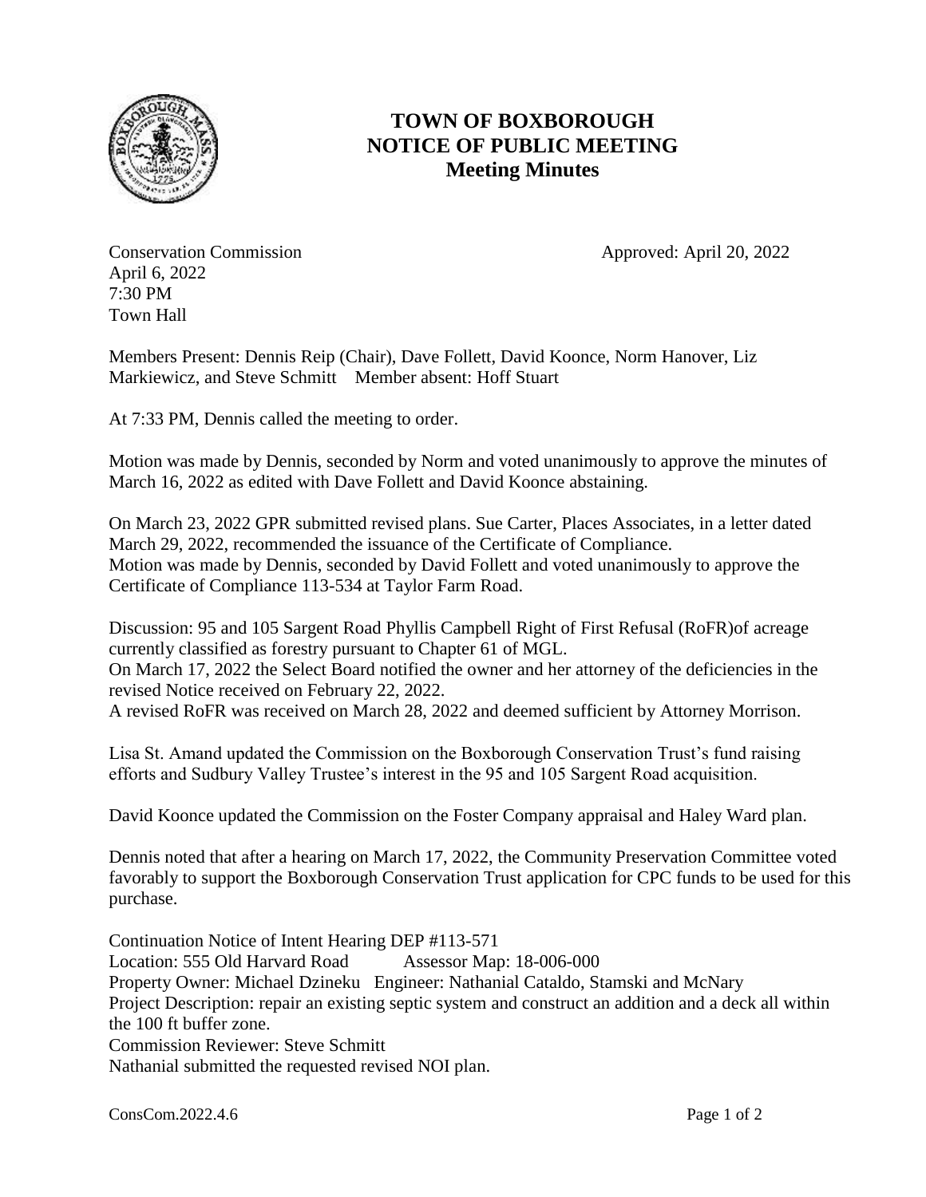# TOWN OF BOXBOROUGH
# NOTICE OF PUBLIC MEETING
## Meeting Minutes

Conservation Commission
April 6, 2022
7:30 PM
Town Hall

Approved: April 20, 2022

Members Present: Dennis Reip (Chair), Dave Follett, David Koonce, Norm Hanover, Liz Markiewicz, and Steve Schmitt   Member absent: Hoff Stuart

At 7:33 PM, Dennis called the meeting to order.

Motion was made by Dennis, seconded by Norm and voted unanimously to approve the minutes of March 16, 2022 as edited with Dave Follett and David Koonce abstaining.

On March 23, 2022 GPR submitted revised plans. Sue Carter, Places Associates, in a letter dated March 29, 2022, recommended the issuance of the Certificate of Compliance.
Motion was made by Dennis, seconded by David Follett and voted unanimously to approve the Certificate of Compliance 113-534 at Taylor Farm Road.

Discussion: 95 and 105 Sargent Road Phyllis Campbell Right of First Refusal (RoFR)of acreage currently classified as forestry pursuant to Chapter 61 of MGL.
On March 17, 2022 the Select Board notified the owner and her attorney of the deficiencies in the revised Notice received on February 22, 2022.
A revised RoFR was received on March 28, 2022 and deemed sufficient by Attorney Morrison.

Lisa St. Amand updated the Commission on the Boxborough Conservation Trust's fund raising efforts and Sudbury Valley Trustee's interest in the 95 and 105 Sargent Road acquisition.

David Koonce updated the Commission on the Foster Company appraisal and Haley Ward plan.

Dennis noted that after a hearing on March 17, 2022, the Community Preservation Committee voted favorably to support the Boxborough Conservation Trust application for CPC funds to be used for this purchase.

Continuation Notice of Intent Hearing DEP #113-571
Location: 555 Old Harvard Road   Assessor Map: 18-006-000
Property Owner: Michael Dzineku   Engineer: Nathanial Cataldo, Stamski and McNary
Project Description: repair an existing septic system and construct an addition and a deck all within the 100 ft buffer zone.
Commission Reviewer: Steve Schmitt
Nathanial submitted the requested revised NOI plan.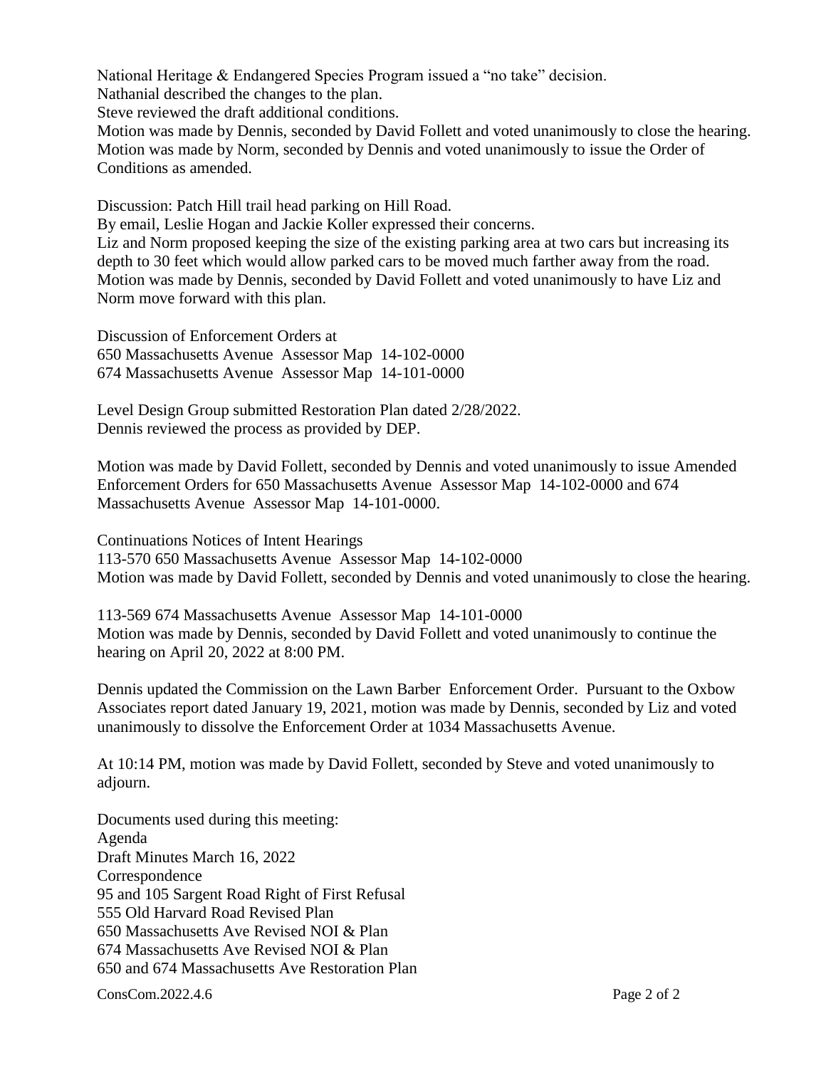National Heritage & Endangered Species Program issued a "no take" decision.
Nathanial described the changes to the plan.
Steve reviewed the draft additional conditions.
Motion was made by Dennis, seconded by David Follett and voted unanimously to close the hearing.
Motion was made by Norm, seconded by Dennis and voted unanimously to issue the Order of Conditions as amended.

Discussion: Patch Hill trail head parking on Hill Road.
By email, Leslie Hogan and Jackie Koller expressed their concerns.
Liz and Norm proposed keeping the size of the existing parking area at two cars but increasing its depth to 30 feet which would allow parked cars to be moved much farther away from the road.
Motion was made by Dennis, seconded by David Follett and voted unanimously to have Liz and Norm move forward with this plan.

Discussion of Enforcement Orders at
650 Massachusetts Avenue Assessor Map 14-102-0000
674 Massachusetts Avenue Assessor Map 14-101-0000

Level Design Group submitted Restoration Plan dated 2/28/2022.
Dennis reviewed the process as provided by DEP.

Motion was made by David Follett, seconded by Dennis and voted unanimously to issue Amended Enforcement Orders for 650 Massachusetts Avenue Assessor Map 14-102-0000 and 674 Massachusetts Avenue Assessor Map 14-101-0000.

Continuations Notices of Intent Hearings
113-570 650 Massachusetts Avenue Assessor Map 14-102-0000
Motion was made by David Follett, seconded by Dennis and voted unanimously to close the hearing.

113-569 674 Massachusetts Avenue Assessor Map 14-101-0000
Motion was made by Dennis, seconded by David Follett and voted unanimously to continue the hearing on April 20, 2022 at 8:00 PM.

Dennis updated the Commission on the Lawn Barber Enforcement Order. Pursuant to the Oxbow Associates report dated January 19, 2021, motion was made by Dennis, seconded by Liz and voted unanimously to dissolve the Enforcement Order at 1034 Massachusetts Avenue.

At 10:14 PM, motion was made by David Follett, seconded by Steve and voted unanimously to adjourn.

Documents used during this meeting:
Agenda
Draft Minutes March 16, 2022
Correspondence
95 and 105 Sargent Road Right of First Refusal
555 Old Harvard Road Revised Plan
650 Massachusetts Ave Revised NOI & Plan
674 Massachusetts Ave Revised NOI & Plan
650 and 674 Massachusetts Ave Restoration Plan

ConsCom.2022.4.6